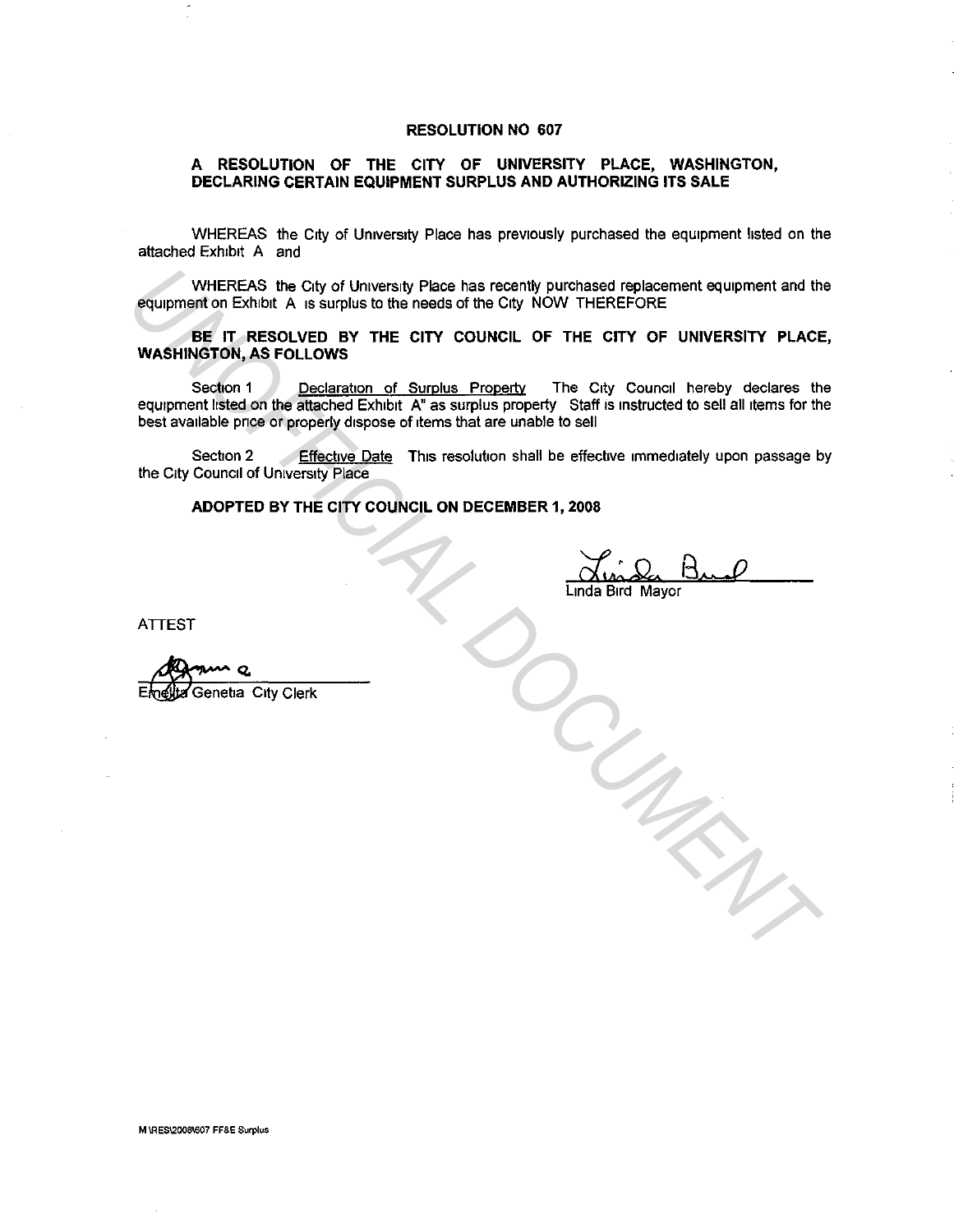# RESOLUTION NO 607

## A RESOLUTION OF THE CITY OF UNIVERSITY PLACE, WASHINGTON, DECLARING CERTAIN EQUIPMENT SURPLUS AND AUTHORIZING ITS SALE

WHEREAS the City of University Place has previously purchased the equipment listed on the attached Exhibit A and

WHEREAS the City of University Place has recently purchased replacement equipment and the equipment on Exhibit A is surplus to the needs of the City NOW THEREFORE

**BE IT RESOLVED BY THE CITY COUNCIL OF THE CITY OF UNIVERSITY PLACE, WASHINGTON, AS FOLLOWS**

Section 1 Declaration of Surplus Property The City Council hereby declares the equipment listed on the attached Exhibit A" as surplus property Staff is instructed to sell all items for the best available price or properly dispose of items that are unable to sell

Section 2 Effective Date This resolution shall be effective immediately upon passage by the City Council of University Place

**ADOPTED BY THE CITY COUNCIL ON DECEMBER 1, 2008**

Linda Bird Mayor

ATTEST

Emelita Genetia City Clerk

M \RES\2008\607 FF&E Surplus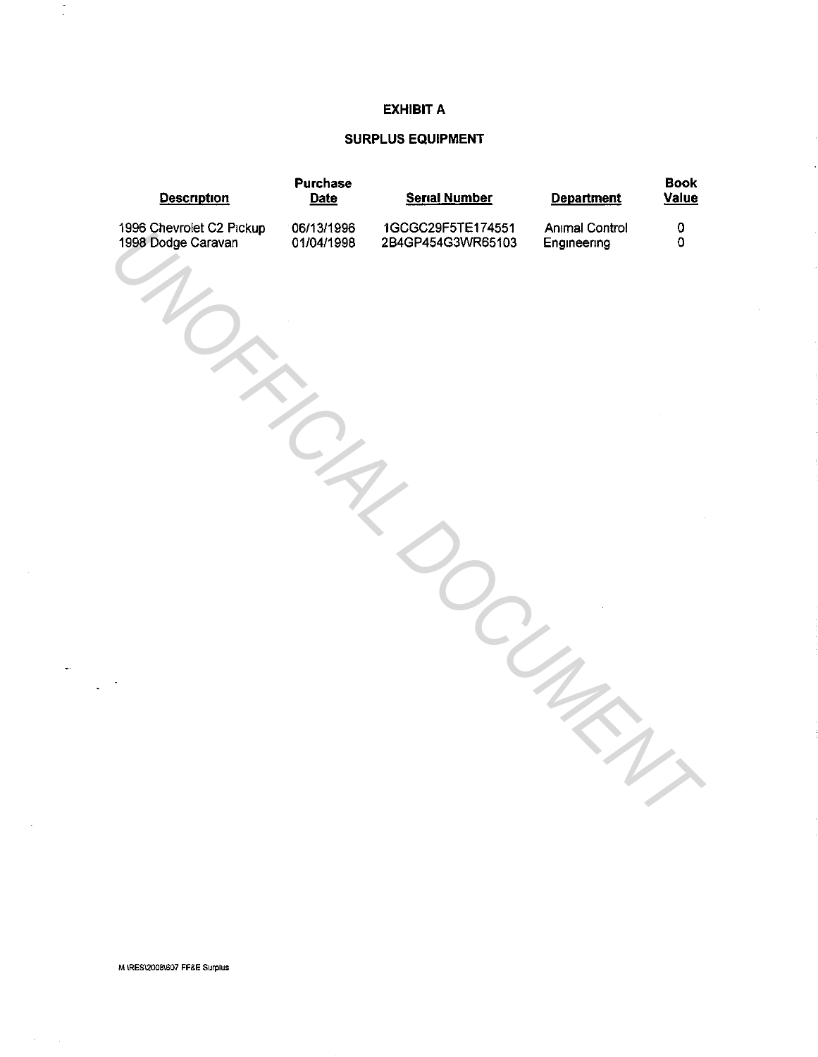# EXHIBIT A

## SURPLUS EQUIPMENT

| Description | Purchase Date | Serial Number | Department | Book Value |
|---|---|---|---|---|
| 1996 Chevrolet C2 Pickup | 06/13/1996 | 1GCGC29F5TE174551 | Animal Control | 0 |
| 1998 Dodge Caravan | 01/04/1998 | 2B4GP454G3WR65103 | Engineering | 0 |

M:\RES\2008\607 FF&E Surplus